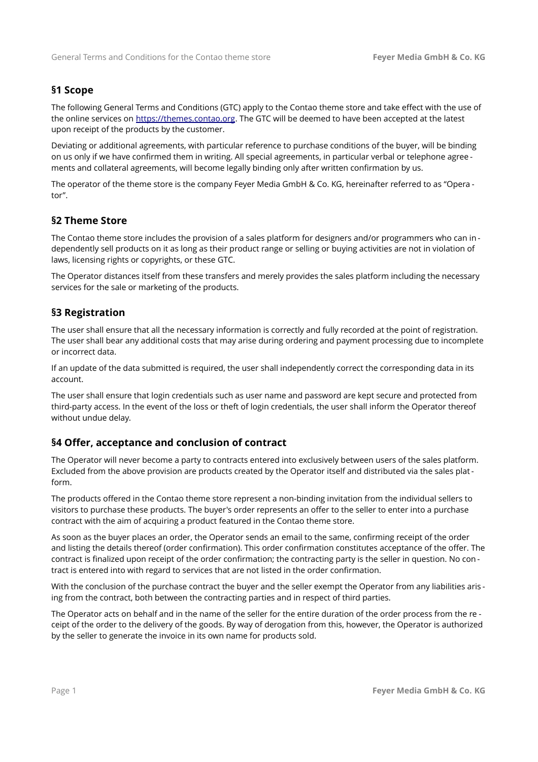## §1 Scope

The following General Terms and Conditions (GTC) apply to the Contao theme store and take effect with the use of the online services on [https://themes.contao.org](https://themes.contao.org). The GTC will be deemed to have been accepted at the latest upon receipt of the products by the customer.

Deviating or additional agreements, with particular reference to purchase conditions of the buyer, will be binding on us only if we have confirmed them in writing. All special agreements, in particular verbal or telephone agreements and collateral agreements, will become legally binding only after written confirmation by us.

The operator of the theme store is the company Feyer Media GmbH & Co. KG, hereinafter referred to as "Operator".

## §2 Theme Store

The Contao theme store includes the provision of a sales platform for designers and/or programmers who can independently sell products on it as long as their product range or selling or buying activities are not in violation of laws, licensing rights or copyrights, or these GTC.

The Operator distances itself from these transfers and merely provides the sales platform including the necessary services for the sale or marketing of the products.

## §3 Registration

The user shall ensure that all the necessary information is correctly and fully recorded at the point of registration. The user shall bear any additional costs that may arise during ordering and payment processing due to incomplete or incorrect data.

If an update of the data submitted is required, the user shall independently correct the corresponding data in its account.

The user shall ensure that login credentials such as user name and password are kept secure and protected from third-party access. In the event of the loss or theft of login credentials, the user shall inform the Operator thereof without undue delay.

## §4 Offer, acceptance and conclusion of contract

The Operator will never become a party to contracts entered into exclusively between users of the sales platform. Excluded from the above provision are products created by the Operator itself and distributed via the sales platform.

The products offered in the Contao theme store represent a non-binding invitation from the individual sellers to visitors to purchase these products. The buyer's order represents an offer to the seller to enter into a purchase contract with the aim of acquiring a product featured in the Contao theme store.

As soon as the buyer places an order, the Operator sends an email to the same, confirming receipt of the order and listing the details thereof (order confirmation). This order confirmation constitutes acceptance of the offer. The contract is finalized upon receipt of the order confirmation; the contracting party is the seller in question. No contract is entered into with regard to services that are not listed in the order confirmation.

With the conclusion of the purchase contract the buyer and the seller exempt the Operator from any liabilities arising from the contract, both between the contracting parties and in respect of third parties.

The Operator acts on behalf and in the name of the seller for the entire duration of the order process from the receipt of the order to the delivery of the goods. By way of derogation from this, however, the Operator is authorized by the seller to generate the invoice in its own name for products sold.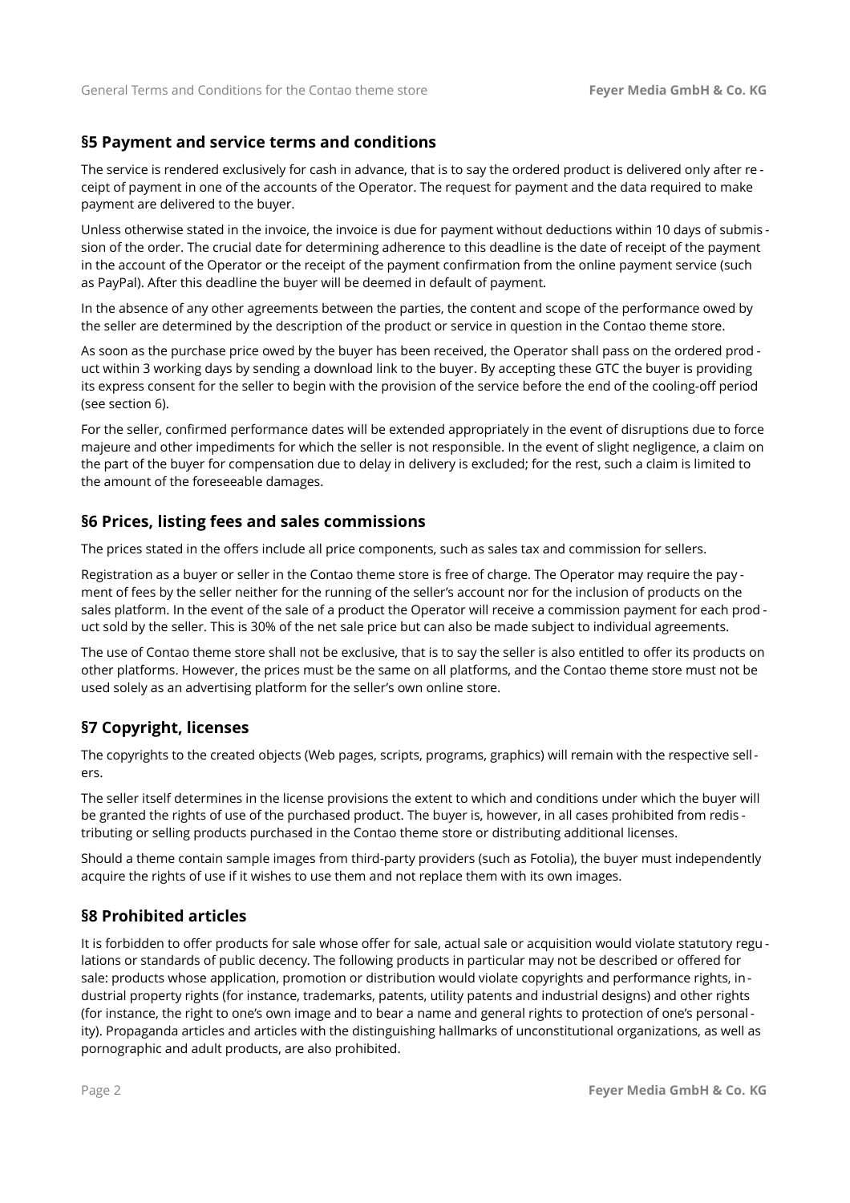## §5 Payment and service terms and conditions

The service is rendered exclusively for cash in advance, that is to say the ordered product is delivered only after receipt of payment in one of the accounts of the Operator. The request for payment and the data required to make payment are delivered to the buyer.

Unless otherwise stated in the invoice, the invoice is due for payment without deductions within 10 days of submission of the order. The crucial date for determining adherence to this deadline is the date of receipt of the payment in the account of the Operator or the receipt of the payment confirmation from the online payment service (such as PayPal). After this deadline the buyer will be deemed in default of payment.

In the absence of any other agreements between the parties, the content and scope of the performance owed by the seller are determined by the description of the product or service in question in the Contao theme store.

As soon as the purchase price owed by the buyer has been received, the Operator shall pass on the ordered product within 3 working days by sending a download link to the buyer. By accepting these GTC the buyer is providing its express consent for the seller to begin with the provision of the service before the end of the cooling-off period (see section 6).

For the seller, confirmed performance dates will be extended appropriately in the event of disruptions due to force majeure and other impediments for which the seller is not responsible. In the event of slight negligence, a claim on the part of the buyer for compensation due to delay in delivery is excluded; for the rest, such a claim is limited to the amount of the foreseeable damages.

## §6 Prices, listing fees and sales commissions

The prices stated in the offers include all price components, such as sales tax and commission for sellers.

Registration as a buyer or seller in the Contao theme store is free of charge. The Operator may require the payment of fees by the seller neither for the running of the seller's account nor for the inclusion of products on the sales platform. In the event of the sale of a product the Operator will receive a commission payment for each product sold by the seller. This is 30% of the net sale price but can also be made subject to individual agreements.

The use of Contao theme store shall not be exclusive, that is to say the seller is also entitled to offer its products on other platforms. However, the prices must be the same on all platforms, and the Contao theme store must not be used solely as an advertising platform for the seller's own online store.

## §7 Copyright, licenses

The copyrights to the created objects (Web pages, scripts, programs, graphics) will remain with the respective sellers.

The seller itself determines in the license provisions the extent to which and conditions under which the buyer will be granted the rights of use of the purchased product. The buyer is, however, in all cases prohibited from redistributing or selling products purchased in the Contao theme store or distributing additional licenses.

Should a theme contain sample images from third-party providers (such as Fotolia), the buyer must independently acquire the rights of use if it wishes to use them and not replace them with its own images.

## §8 Prohibited articles

It is forbidden to offer products for sale whose offer for sale, actual sale or acquisition would violate statutory regulations or standards of public decency. The following products in particular may not be described or offered for sale: products whose application, promotion or distribution would violate copyrights and performance rights, industrial property rights (for instance, trademarks, patents, utility patents and industrial designs) and other rights (for instance, the right to one's own image and to bear a name and general rights to protection of one's personality). Propaganda articles and articles with the distinguishing hallmarks of unconstitutional organizations, as well as pornographic and adult products, are also prohibited.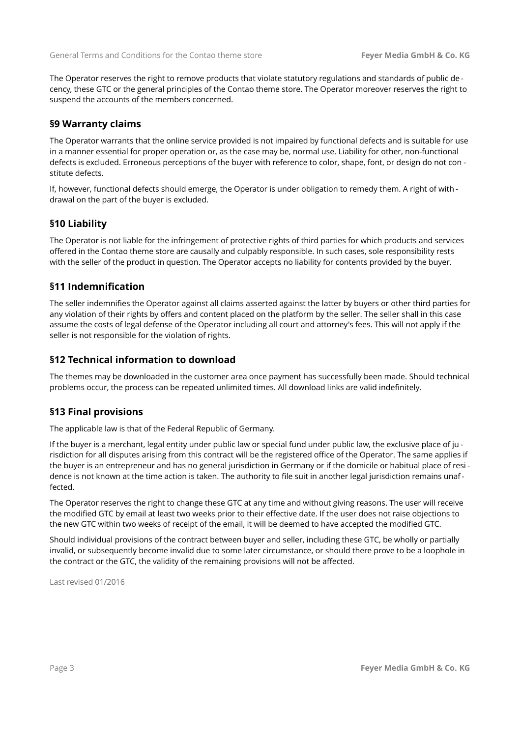The Operator reserves the right to remove products that violate statutory regulations and standards of public decency, these GTC or the general principles of the Contao theme store. The Operator moreover reserves the right to suspend the accounts of the members concerned.

## §9 Warranty claims

The Operator warrants that the online service provided is not impaired by functional defects and is suitable for use in a manner essential for proper operation or, as the case may be, normal use. Liability for other, non-functional defects is excluded. Erroneous perceptions of the buyer with reference to color, shape, font, or design do not constitute defects.

If, however, functional defects should emerge, the Operator is under obligation to remedy them. A right of withdrawal on the part of the buyer is excluded.

## §10 Liability

The Operator is not liable for the infringement of protective rights of third parties for which products and services offered in the Contao theme store are causally and culpably responsible. In such cases, sole responsibility rests with the seller of the product in question. The Operator accepts no liability for contents provided by the buyer.

## §11 Indemnification

The seller indemnifies the Operator against all claims asserted against the latter by buyers or other third parties for any violation of their rights by offers and content placed on the platform by the seller. The seller shall in this case assume the costs of legal defense of the Operator including all court and attorney's fees. This will not apply if the seller is not responsible for the violation of rights.

## §12 Technical information to download

The themes may be downloaded in the customer area once payment has successfully been made. Should technical problems occur, the process can be repeated unlimited times. All download links are valid indefinitely.

## §13 Final provisions

The applicable law is that of the Federal Republic of Germany.

If the buyer is a merchant, legal entity under public law or special fund under public law, the exclusive place of jurisdiction for all disputes arising from this contract will be the registered office of the Operator. The same applies if the buyer is an entrepreneur and has no general jurisdiction in Germany or if the domicile or habitual place of residence is not known at the time action is taken. The authority to file suit in another legal jurisdiction remains unaffected.

The Operator reserves the right to change these GTC at any time and without giving reasons. The user will receive the modified GTC by email at least two weeks prior to their effective date. If the user does not raise objections to the new GTC within two weeks of receipt of the email, it will be deemed to have accepted the modified GTC.

Should individual provisions of the contract between buyer and seller, including these GTC, be wholly or partially invalid, or subsequently become invalid due to some later circumstance, or should there prove to be a loophole in the contract or the GTC, the validity of the remaining provisions will not be affected.

Last revised 01/2016